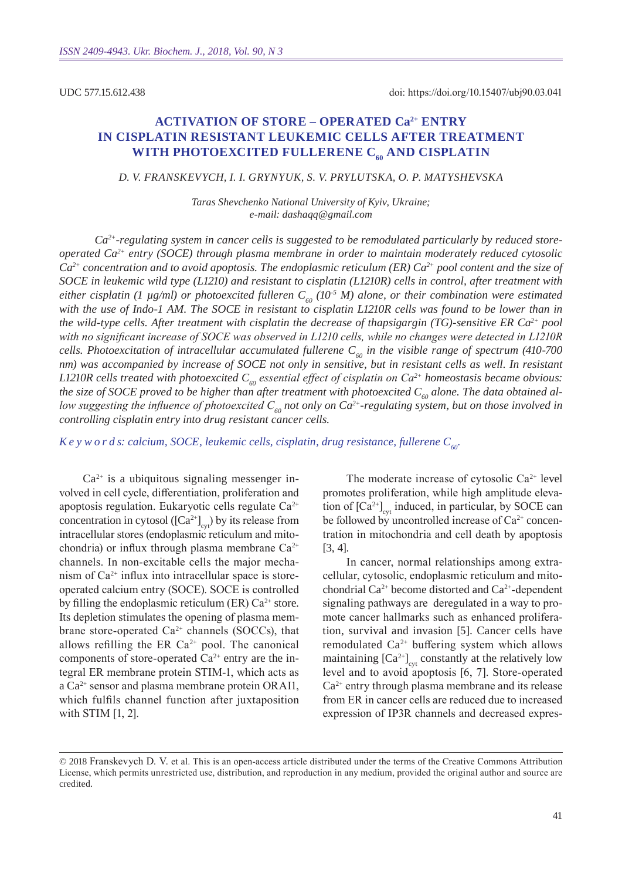UDC 577.15.612.438

doi: https://doi.org/10.15407/ubj90.03.041

# ACTIVATION OF STORE – OPERATED $Ca^{2+}$ ENTRY IN CISPLATIN RESISTANT LEUKEMIC CELLS AFTER TREATMENT WITH PHOTOEXCITED FULLERENE $C_{60}$ AND CISPLATIN

*D. V. FRANSKEVYCH, I. I. GRYNYUK, S. V. PRYLUTSKA, O. P. MATYSHEVSKA*

*Taras Shevchenko National University of Kyiv, Ukraine;*
*e-mail: dashaqq@gmail.com*

***$Ca^{2+}$-regulating system in cancer cells is suggested to be remodulated particularly by reduced store-operated $Ca^{2+}$ entry (SOCE) through plasma membrane in order to maintain moderately reduced cytosolic $Ca^{2+}$ concentration and to avoid apoptosis. The endoplasmic reticulum (ER) $Ca^{2+}$ pool content and the size of SOCE in leukemic wild type (L1210) and resistant to cisplatin (L1210R) cells in control, after treatment with either cisplatin (1 μg/ml) or photoexcited fulleren $C_{60}$ ($10^{-5}$ M) alone, or their combination were estimated with the use of Indo-1 AM. The SOCE in resistant to cisplatin L1210R cells was found to be lower than in the wild-type cells. After treatment with cisplatin the decrease of thapsigargin (TG)-sensitive ER $Ca^{2+}$ pool with no significant increase of SOCE was observed in L1210 cells, while no changes were detected in L1210R cells. Photoexcitation of intracellular accumulated fullerene $C_{60}$ in the visible range of spectrum (410-700 nm) was accompanied by increase of SOCE not only in sensitive, but in resistant cells as well. In resistant L1210R cells treated with photoexcited $C_{60}$ essential effect of cisplatin on $Ca^{2+}$ homeostasis became obvious: the size of SOCE proved to be higher than after treatment with photoexcited $C_{60}$ alone. The data obtained allow suggesting the influence of photoexcited $C_{60}$ not only on $Ca^{2+}$-regulating system, but on those involved in controlling cisplatin entry into drug resistant cancer cells.***

*K e y w o r d s: calcium, SOCE, leukemic cells, cisplatin, drug resistance, fullerene $C_{60}$.*

$Ca^{2+}$ is a ubiquitous signaling messenger involved in cell cycle, differentiation, proliferation and apoptosis regulation. Eukaryotic cells regulate $Ca^{2+}$ concentration in cytosol ($[Ca^{2+}]_{cyt}$) by its release from intracellular stores (endoplasmic reticulum and mitochondria) or influx through plasma membrane $Ca^{2+}$ channels. In non-excitable cells the major mechanism of $Ca^{2+}$ influx into intracellular space is store-operated calcium entry (SOCE). SOCE is controlled by filling the endoplasmic reticulum (ER) $Ca^{2+}$ store. Its depletion stimulates the opening of plasma membrane store-operated $Ca^{2+}$ channels (SOCCs), that allows refilling the ER $Ca^{2+}$ pool. The canonical components of store-operated $Ca^{2+}$ entry are the integral ER membrane protein STIM-1, which acts as a $Ca^{2+}$ sensor and plasma membrane protein ORAI1, which fulfils channel function after juxtaposition with STIM [1, 2].

The moderate increase of cytosolic $Ca^{2+}$ level promotes proliferation, while high amplitude elevation of $[Ca^{2+}]_{cyt}$ induced, in particular, by SOCE can be followed by uncontrolled increase of $Ca^{2+}$ concentration in mitochondria and cell death by apoptosis [3, 4].

In cancer, normal relationships among extracellular, cytosolic, endoplasmic reticulum and mitochondrial $Ca^{2+}$ become distorted and $Ca^{2+}$-dependent signaling pathways are deregulated in a way to promote cancer hallmarks such as enhanced proliferation, survival and invasion [5]. Cancer cells have remodulated $Ca^{2+}$ buffering system which allows maintaining $[Ca^{2+}]_{cyt}$ constantly at the relatively low level and to avoid apoptosis [6, 7]. Store-operated $Ca^{2+}$ entry through plasma membrane and its release from ER in cancer cells are reduced due to increased expression of IP3R channels and decreased expres-

© 2018 Franskevych D. V. et al. This is an open-access article distributed under the terms of the Creative Commons Attribution License, which permits unrestricted use, distribution, and reproduction in any medium, provided the original author and source are credited.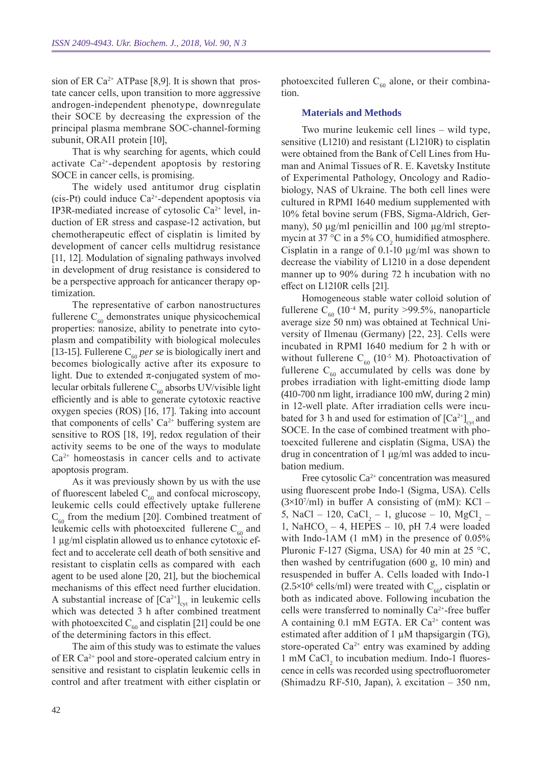sion of ER $Ca^{2+}$ ATPase [8,9]. It is shown that prostate cancer cells, upon transition to more aggressive androgen-independent phenotype, downregulate their SOCE by decreasing the expression of the principal plasma membrane SOC-channel-forming subunit, ORAI1 protein [10],

That is why searching for agents, which could activate $Ca^{2+}$-dependent apoptosis by restoring SOCE in cancer cells, is promising.

The widely used antitumor drug cisplatin (cis-Pt) could induce $Ca^{2+}$-dependent apoptosis via IP3R-mediated increase of cytosolic $Ca^{2+}$ level, induction of ER stress and caspase-12 activation, but chemotherapeutic effect of cisplatin is limited by development of cancer cells multidrug resistance [11, 12]. Modulation of signaling pathways involved in development of drug resistance is considered to be a perspective approach for anticancer therapy optimization.

The representative of carbon nanostructures fullerene $C_{60}$ demonstrates unique physicochemical properties: nanosize, ability to penetrate into cytoplasm and compatibility with biological molecules [13-15]. Fullerene $C_{60}$ *per se* is biologically inert and becomes biologically active after its exposure to light. Due to extended π-conjugated system of molecular orbitals fullerene $C_{60}$ absorbs UV/visible light efficiently and is able to generate cytotoxic reactive oxygen species (ROS) [16, 17]. Taking into account that components of cells' $Ca^{2+}$ buffering system are sensitive to ROS [18, 19], redox regulation of their activity seems to be one of the ways to modulate $Ca^{2+}$ homeostasis in cancer cells and to activate apoptosis program.

As it was previously shown by us with the use of fluorescent labeled $C_{60}$ and confocal microscopy, leukemic cells could effectively uptake fullerene $C_{60}$ from the medium [20]. Combined treatment of leukemic cells with photoexcited fullerene $C_{60}$ and 1 μg/ml cisplatin allowed us to enhance cytotoxic effect and to accelerate cell death of both sensitive and resistant to cisplatin cells as compared with each agent to be used alone [20, 21], but the biochemical mechanisms of this effect need further elucidation. A substantial increase of $[Ca^{2+}]_{cyt}$ in leukemic cells which was detected 3 h after combined treatment with photoexcited $C_{60}$ and cisplatin [21] could be one of the determining factors in this effect.

The aim of this study was to estimate the values of ER $Ca^{2+}$ pool and store-operated calcium entry in sensitive and resistant to cisplatin leukemic cells in control and after treatment with either cisplatin or photoexcited fulleren $C_{60}$ alone, or their combination.

## Materials and Methods

Two murine leukemic cell lines – wild type, sensitive (L1210) and resistant (L1210R) to cisplatin were obtained from the Bank of Cell Lines from Human and Animal Tissues of R. E. Kavetsky Institute of Experimental Pathology, Oncology and Radiobiology, NAS of Ukraine. The both cell lines were cultured in RPMI 1640 medium supplemented with 10% fetal bovine serum (FBS, Sigma-Aldrich, Germany), 50 μg/ml penicillin and 100 μg/ml streptomycin at 37 °C in a 5% $CO_2$ humidified atmosphere. Cisplatin in a range of 0.1-10 μg/ml was shown to decrease the viability of L1210 in a dose dependent manner up to 90% during 72 h incubation with no effect on L1210R cells [21].

Homogeneous stable water colloid solution of fullerene $C_{60}$ ($10^{-4}$ M, purity >99.5%, nanoparticle average size 50 nm) was obtained at Technical University of Ilmenau (Germany) [22, 23]. Cells were incubated in RPMI 1640 medium for 2 h with or without fullerene $C_{60}$ ($10^{-5}$ M). Photoactivation of fullerene $C_{60}$ accumulated by cells was done by probes irradiation with light-emitting diode lamp (410-700 nm light, irradiance 100 mW, during 2 min) in 12-well plate. After irradiation cells were incubated for 3 h and used for estimation of $[Ca^{2+}]_{cyt}$ and SOCE. In the case of combined treatment with photoexcited fullerene and cisplatin (Sigma, USA) the drug in concentration of 1 μg/ml was added to incubation medium.

Free cytosolic $Ca^{2+}$ concentration was measured using fluorescent probe Indo-1 (Sigma, USA). Cells ($3×10^7$/ml) in buffer A consisting of (mM): KCl – 5, NaCl – 120, $CaCl_2$ – 1, glucose – 10, $MgCl_2$ – 1, $NaHCO_3$ – 4, HEPES – 10, pH 7.4 were loaded with Indo-1AM (1 mM) in the presence of 0.05% Pluronic F-127 (Sigma, USA) for 40 min at 25 °C, then washed by centrifugation (600 g, 10 min) and resuspended in buffer A. Cells loaded with Indo-1 ($2.5×10^6$ cells/ml) were treated with $C_{60}$, cisplatin or both as indicated above. Following incubation the cells were transferred to nominally $Ca^{2+}$-free buffer A containing 0.1 mM EGTA. ER $Ca^{2+}$ content was estimated after addition of 1 μM thapsigargin (TG), store-operated $Ca^{2+}$ entry was examined by adding 1 mM $CaCl_2$ to incubation medium. Indo-1 fluorescence in cells was recorded using spectrofluorometer (Shimadzu RF-510, Japan), λ excitation – 350 nm,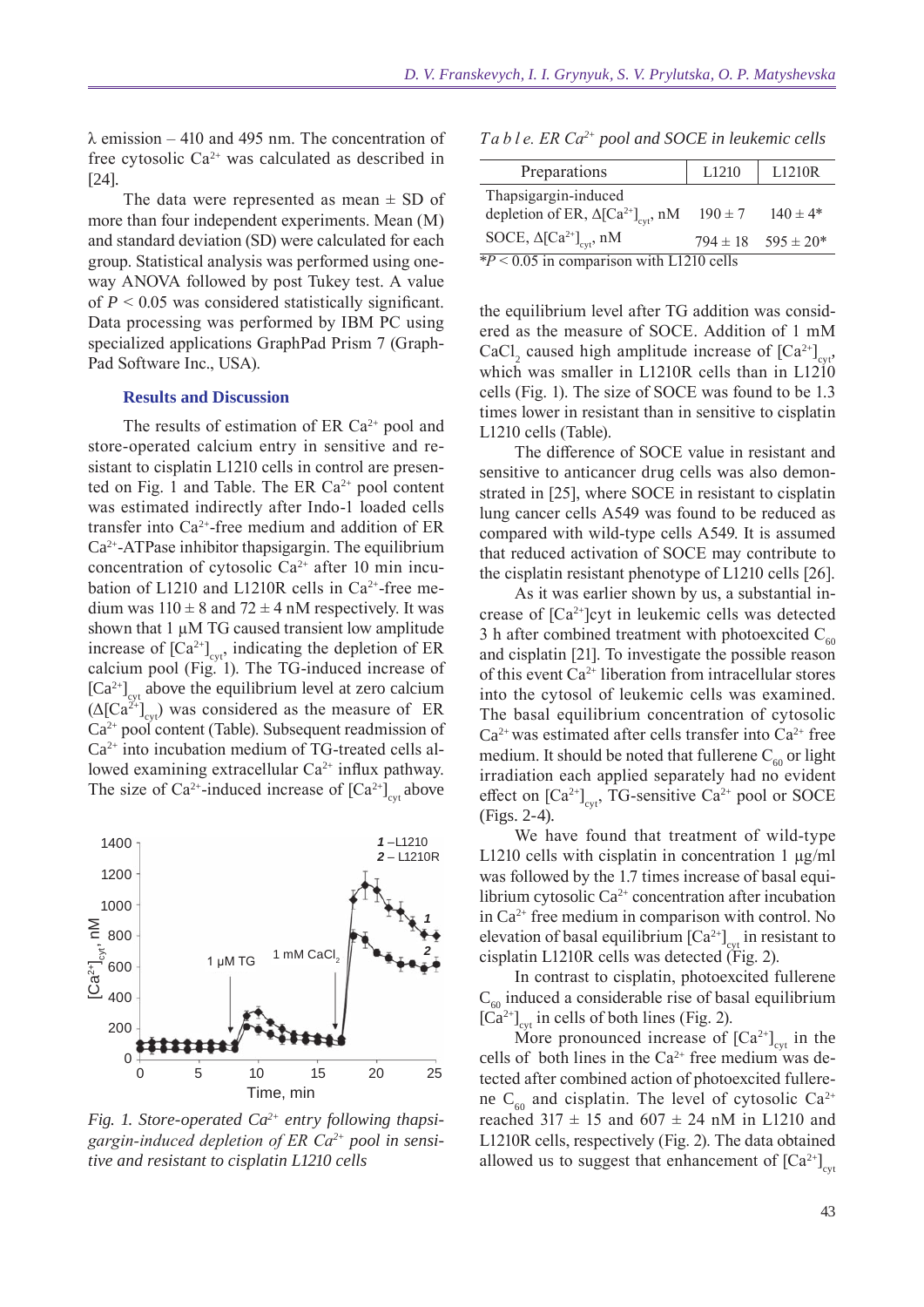λ emission – 410 and 495 nm. The concentration of free cytosolic $Ca^{2+}$ was calculated as described in [24].

The data were represented as mean ± SD of more than four independent experiments. Mean (M) and standard deviation (SD) were calculated for each group. Statistical analysis was performed using one-way ANOVA followed by post Tukey test. A value of $P < 0.05$ was considered statistically significant. Data processing was performed by IBM PC using specialized applications GraphPad Prism 7 (GraphPad Software Inc., USA).

## Results and Discussion

The results of estimation of ER $Ca^{2+}$ pool and store-operated calcium entry in sensitive and resistant to cisplatin L1210 cells in control are presented on Fig. 1 and Table. The ER $Ca^{2+}$ pool content was estimated indirectly after Indo-1 loaded cells transfer into $Ca^{2+}$-free medium and addition of ER $Ca^{2+}$-ATPase inhibitor thapsigargin. The equilibrium concentration of cytosolic $Ca^{2+}$ after 10 min incubation of L1210 and L1210R cells in $Ca^{2+}$-free medium was 110 ± 8 and 72 ± 4 nM respectively. It was shown that 1 μM TG caused transient low amplitude increase of $[Ca^{2+}]_{cyt}$, indicating the depletion of ER calcium pool (Fig. 1). The TG-induced increase of $[Ca^{2+}]_{cyt}$ above the equilibrium level at zero calcium ($\Delta[Ca^{2+}]_{cyt}$) was considered as the measure of ER $Ca^{2+}$ pool content (Table). Subsequent readmission of $Ca^{2+}$ into incubation medium of TG-treated cells allowed examining extracellular $Ca^{2+}$ influx pathway. The size of $Ca^{2+}$-induced increase of $[Ca^{2+}]_{cyt}$ above the equilibrium level after TG addition was considered as the measure of SOCE. Addition of 1 mM $CaCl_2$ caused high amplitude increase of $[Ca^{2+}]_{cyt}$, which was smaller in L1210R cells than in L1210 cells (Fig. 1). The size of SOCE was found to be 1.3 times lower in resistant than in sensitive to cisplatin L1210 cells (Table).

1400
1200
1000
800
600
400
200
0
$[Ca^{2+}]_{cyt}$, nM
0 5 10 15 20 25
Time, min
1 μM TG
1 mM $CaCl_2$
*1* – L1210
*2* – L1210R
*1*
*2*

*Fig. 1. Store-operated $Ca^{2+}$ entry following thapsigargin-induced depletion of ER $Ca^{2+}$ pool in sensitive and resistant to cisplatin L1210 cells*

*Table. ER $Ca^{2+}$ pool and SOCE in leukemic cells*

| Preparations | L1210 | L1210R |
|---|---|---|
| Thapsigargin-induced depletion of ER, $\Delta[Ca^{2+}]_{cyt}$, nM | 190 ± 7 | 140 ± 4* |
| SOCE, $\Delta[Ca^{2+}]_{cyt}$, nM | 794 ± 18 | 595 ± 20* |

*$P < 0.05$ in comparison with L1210 cells

The difference of SOCE value in resistant and sensitive to anticancer drug cells was also demonstrated in [25], where SOCE in resistant to cisplatin lung cancer cells A549 was found to be reduced as compared with wild-type cells A549. It is assumed that reduced activation of SOCE may contribute to the cisplatin resistant phenotype of L1210 cells [26].

As it was earlier shown by us, a substantial increase of $[Ca^{2+}]$cyt in leukemic cells was detected 3 h after combined treatment with photoexcited $C_{60}$ and cisplatin [21]. To investigate the possible reason of this event $Ca^{2+}$ liberation from intracellular stores into the cytosol of leukemic cells was examined. The basal equilibrium concentration of cytosolic $Ca^{2+}$ was estimated after cells transfer into $Ca^{2+}$ free medium. It should be noted that fullerene $C_{60}$ or light irradiation each applied separately had no evident effect on $[Ca^{2+}]_{cyt}$, TG-sensitive $Ca^{2+}$ pool or SOCE (Figs. 2-4).

We have found that treatment of wild-type L1210 cells with cisplatin in concentration 1 μg/ml was followed by the 1.7 times increase of basal equilibrium cytosolic $Ca^{2+}$ concentration after incubation in $Ca^{2+}$ free medium in comparison with control. No elevation of basal equilibrium $[Ca^{2+}]_{cyt}$ in resistant to cisplatin L1210R cells was detected (Fig. 2).

In contrast to cisplatin, photoexcited fullerene $C_{60}$ induced a considerable rise of basal equilibrium $[Ca^{2+}]_{cyt}$ in cells of both lines (Fig. 2).

More pronounced increase of $[Ca^{2+}]_{cyt}$ in the cells of both lines in the $Ca^{2+}$ free medium was detected after combined action of photoexcited fullerene $C_{60}$ and cisplatin. The level of cytosolic $Ca^{2+}$ reached 317 ± 15 and 607 ± 24 nM in L1210 and L1210R cells, respectively (Fig. 2). The data obtained allowed us to suggest that enhancement of $[Ca^{2+}]_{cyt}$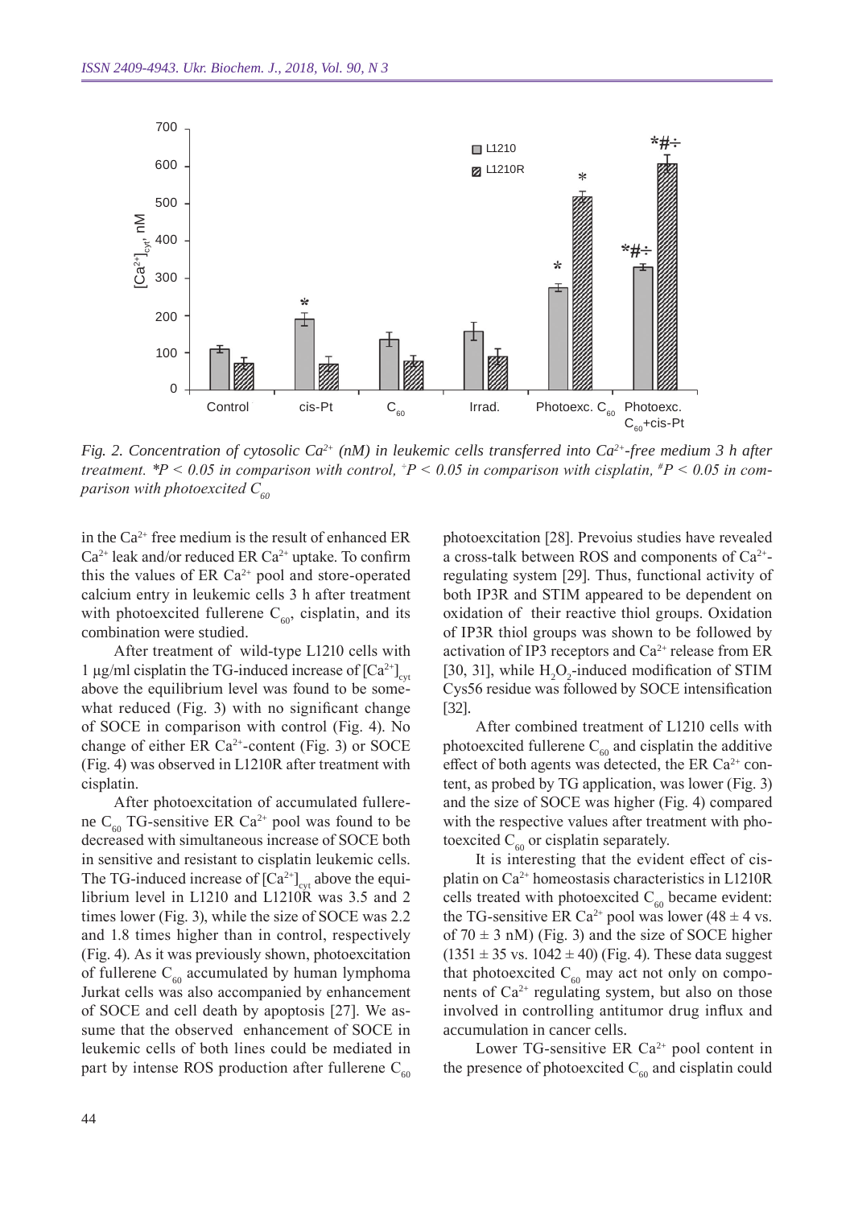700
600
500
400
300
200
100
0

$[Ca^{2+}]_{cyt}$, nM

L1210
L1210R

Control
cis-Pt
$C_{60}$
Irrad.
Photoexc. $C_{60}$
Photoexc. $C_{60}$+cis-Pt

*
*
*
*#÷
*#÷
*

*Fig. 2. Concentration of cytosolic $Ca^{2+}$ (nM) in leukemic cells transferred into $Ca^{2+}$-free medium 3 h after treatment. \*$P < 0.05$ in comparison with control, $^{÷}P < 0.05$ in comparison with cisplatin, $^{\#}P < 0.05$ in comparison with photoexcited $C_{60}$*

in the $Ca^{2+}$ free medium is the result of enhanced ER $Ca^{2+}$ leak and/or reduced ER $Ca^{2+}$ uptake. To confirm this the values of ER $Ca^{2+}$ pool and store-operated calcium entry in leukemic cells 3 h after treatment with photoexcited fullerene $C_{60}$, cisplatin, and its combination were studied.

After treatment of wild-type L1210 cells with 1 µg/ml cisplatin the TG-induced increase of $[Ca^{2+}]_{cyt}$ above the equilibrium level was found to be somewhat reduced (Fig. 3) with no significant change of SOCE in comparison with control (Fig. 4). No change of either ER $Ca^{2+}$-content (Fig. 3) or SOCE (Fig. 4) was observed in L1210R after treatment with cisplatin.

After photoexcitation of accumulated fullerene $C_{60}$ TG-sensitive ER $Ca^{2+}$ pool was found to be decreased with simultaneous increase of SOCE both in sensitive and resistant to cisplatin leukemic cells. The TG-induced increase of $[Ca^{2+}]_{cyt}$ above the equilibrium level in L1210 and L1210R was 3.5 and 2 times lower (Fig. 3), while the size of SOCE was 2.2 and 1.8 times higher than in control, respectively (Fig. 4). As it was previously shown, photoexcitation of fullerene $C_{60}$ accumulated by human lymphoma Jurkat cells was also accompanied by enhancement of SOCE and cell death by apoptosis [27]. We assume that the observed enhancement of SOCE in leukemic cells of both lines could be mediated in part by intense ROS production after fullerene $C_{60}$ photoexcitation [28]. Prevoius studies have revealed a cross-talk between ROS and components of $Ca^{2+}$-regulating system [29]. Thus, functional activity of both IP3R and STIM appeared to be dependent on oxidation of their reactive thiol groups. Oxidation of IP3R thiol groups was shown to be followed by activation of IP3 receptors and $Ca^{2+}$ release from ER [30, 31], while $H_2O_2$-induced modification of STIM Cys56 residue was followed by SOCE intensification [32].

After combined treatment of L1210 cells with photoexcited fullerene $C_{60}$ and cisplatin the additive effect of both agents was detected, the ER $Ca^{2+}$ content, as probed by TG application, was lower (Fig. 3) and the size of SOCE was higher (Fig. 4) compared with the respective values after treatment with photoexcited $C_{60}$ or cisplatin separately.

It is interesting that the evident effect of cisplatin on $Ca^{2+}$ homeostasis characteristics in L1210R cells treated with photoexcited $C_{60}$ became evident: the TG-sensitive ER $Ca^{2+}$ pool was lower ($48 \pm 4$ vs. of $70 \pm 3$ nM) (Fig. 3) and the size of SOCE higher ($1351 \pm 35$ vs. $1042 \pm 40$) (Fig. 4). These data suggest that photoexcited $C_{60}$ may act not only on components of $Ca^{2+}$ regulating system, but also on those involved in controlling antitumor drug influx and accumulation in cancer cells.

Lower TG-sensitive ER $Ca^{2+}$ pool content in the presence of photoexcited $C_{60}$ and cisplatin could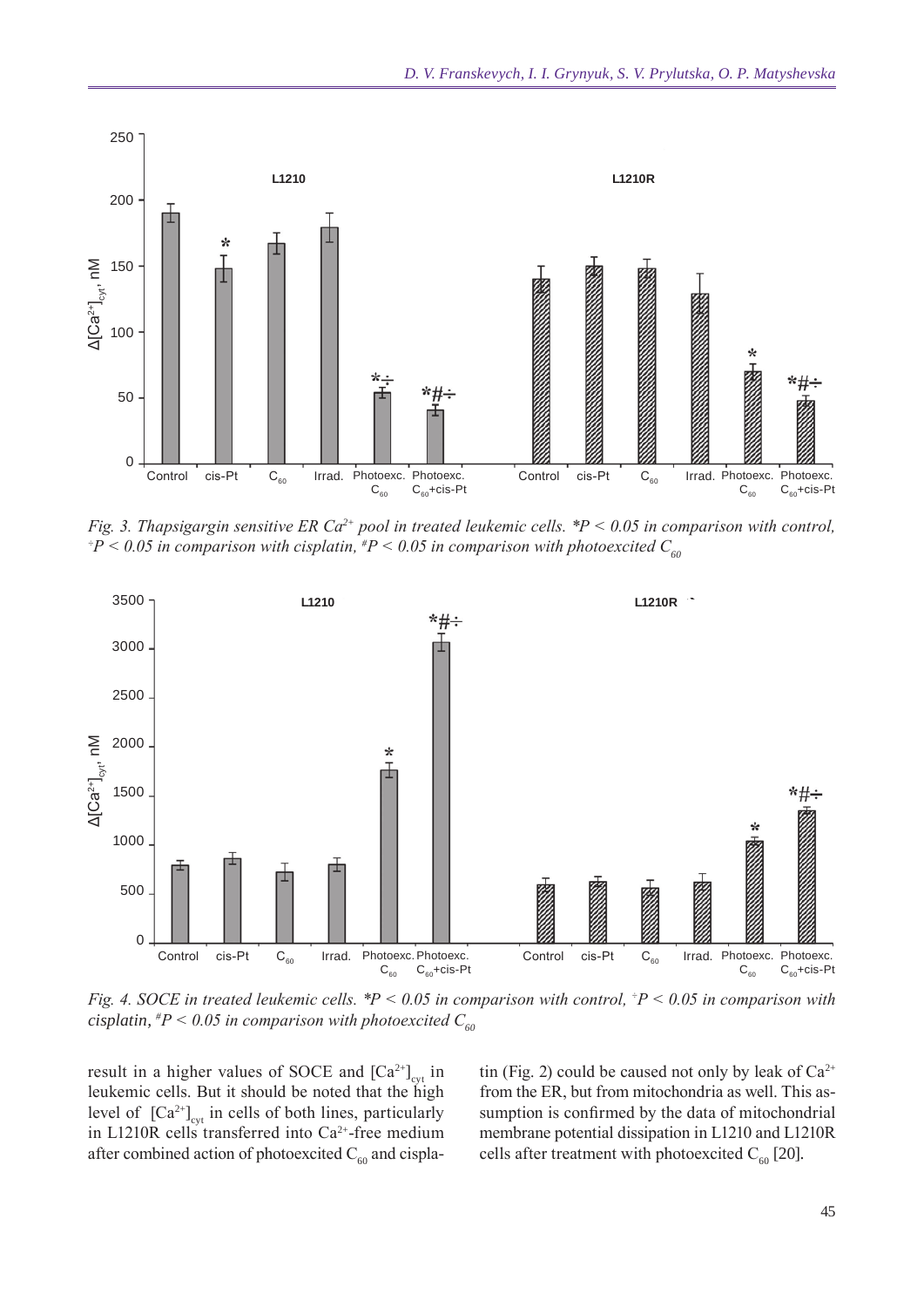250
200
150
100
50
0

$\Delta[Ca^{2+}]_{cyt}$, nM

L1210

L1210R

*
*÷
*#÷
*
*#÷

Control cis-Pt $C_{60}$ Irrad. Photoexc. $C_{60}$ Photoexc. $C_{60}$+cis-Pt Control cis-Pt $C_{60}$ Irrad. Photoexc. $C_{60}$ Photoexc. $C_{60}$+cis-Pt

*Fig. 3. Thapsigargin sensitive ER $Ca^{2+}$ pool in treated leukemic cells. *P < 0.05 in comparison with control, ÷P < 0.05 in comparison with cisplatin, #P < 0.05 in comparison with photoexcited $C_{60}$*

3500
3000
2500
2000
1500
1000
500
0

$\Delta[Ca^{2+}]_{cyt}$, nM

L1210

L1210R

*#÷
*
*#÷
*

Control cis-Pt $C_{60}$ Irrad. Photoexc. $C_{60}$ Photoexc. $C_{60}$+cis-Pt Control cis-Pt $C_{60}$ Irrad. Photoexc. $C_{60}$ Photoexc. $C_{60}$+cis-Pt

*Fig. 4. SOCE in treated leukemic cells. *P < 0.05 in comparison with control, ÷P < 0.05 in comparison with cisplatin, #P < 0.05 in comparison with photoexcited $C_{60}$*

result in a higher values of SOCE and $[Ca^{2+}]_{cyt}$ in leukemic cells. But it should be noted that the high level of $[Ca^{2+}]_{cyt}$ in cells of both lines, particularly in L1210R cells transferred into $Ca^{2+}$-free medium after combined action of photoexcited $C_{60}$ and cisplatin (Fig. 2) could be caused not only by leak of $Ca^{2+}$ from the ER, but from mitochondria as well. This assumption is confirmed by the data of mitochondrial membrane potential dissipation in L1210 and L1210R cells after treatment with photoexcited $C_{60}$ [20].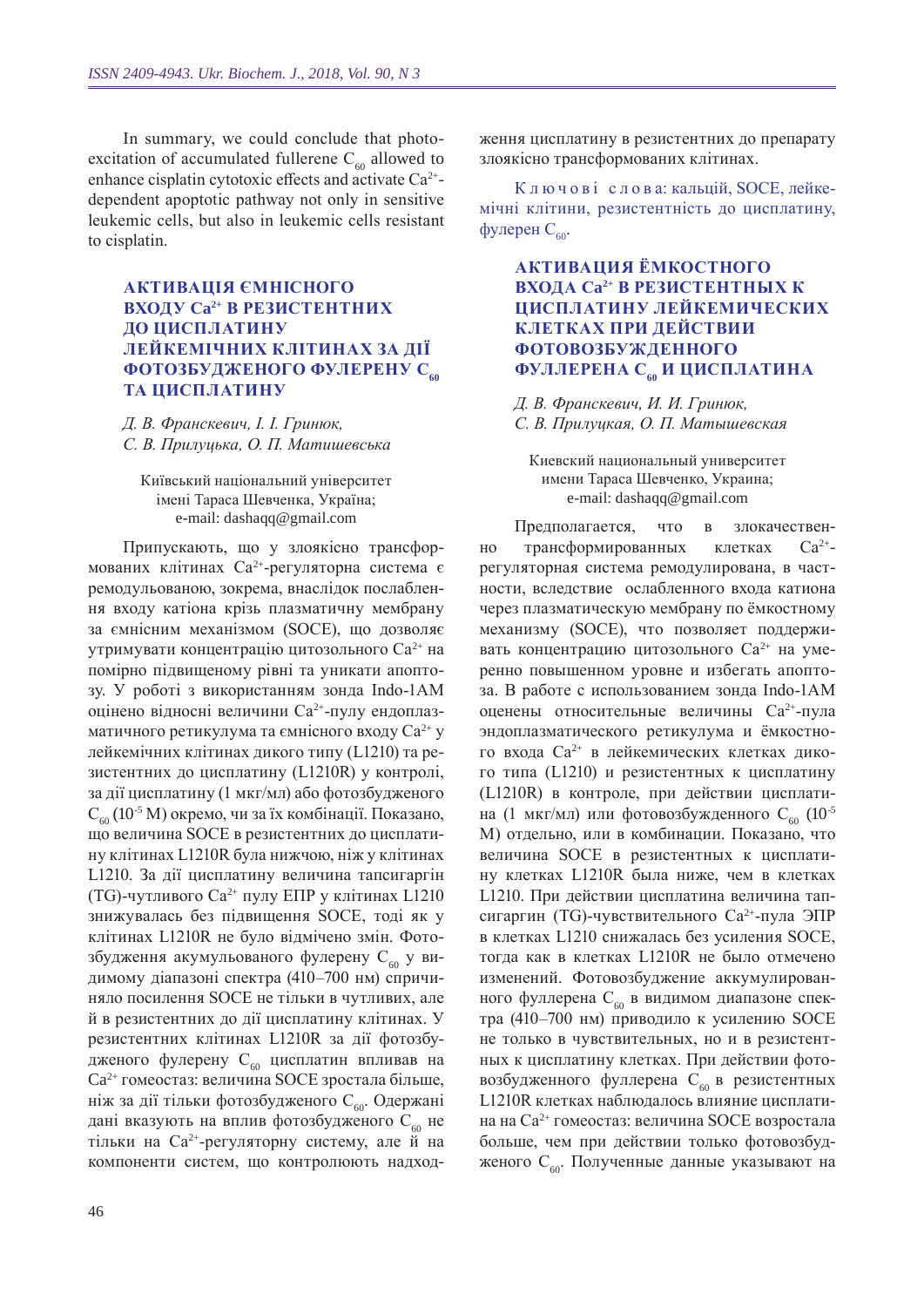In summary, we could conclude that photoexcitation of accumulated fullerene $C_{60}$ allowed to enhance cisplatin cytotoxic effects and activate $Ca^{2+}$-dependent apoptotic pathway not only in sensitive leukemic cells, but also in leukemic cells resistant to cisplatin.

## АКТИВАЦІЯ ЄМНІСНОГО ВХОДУ $Ca^{2+}$ В РЕЗИСТЕНТНИХ ДО ЦИСПЛАТИНУ ЛЕЙКЕМІЧНИХ КЛІТИНАХ ЗА ДІЇ ФОТОЗБУДЖЕНОГО ФУЛЕРЕНУ $C_{60}$ ТА ЦИСПЛАТИНУ

*Д. В. Франскевич, І. І. Гринюк, С. В. Прилуцька, О. П. Матишевська*

Київський національний університет імені Тараса Шевченка, Україна;
e-mail: dashaqq@gmail.com

Припускають, що у злоякісно трансформованих клітинах $Ca^{2+}$-регуляторна система є ремодульованою, зокрема, внаслідок послаблення входу катіона крізь плазматичну мембрану за ємнісним механізмом (SOCE), що дозволяє утримувати концентрацію цитозольного $Ca^{2+}$ на помірно підвищеному рівні та уникати апоптозу. У роботі з використанням зонда Indo-1AM оцінено відносні величини $Ca^{2+}$-пулу ендоплазматичного ретикулума та ємнісного входу $Ca^{2+}$ у лейкемічних клітинах дикого типу (L1210) та резистентних до цисплатину (L1210R) у контролі, за дії цисплатину (1 мкг/мл) або фотозбудженого $C_{60}$ ($10^{-5}$ М) окремо, чи за їх комбінації. Показано, що величина SOCE в резистентних до цисплатину клітинах L1210R була нижчою, ніж у клітинах L1210. За дії цисплатину величина тапсигаргін (TG)-чутливого $Ca^{2+}$ пулу ЕПР у клітинах L1210 знижувалась без підвищення SOCE, тоді як у клітинах L1210R не було відмічено змін. Фотозбудження акумульованого фулерену $C_{60}$ у видимому діапазоні спектра (410–700 нм) спричиняло посилення SOCE не тільки в чутливих, але й в резистентних до дії цисплатину клітинах. У резистентних клітинах L1210R за дії фотозбудженого фулерену $C_{60}$ цисплатин впливав на $Ca^{2+}$ гомеостаз: величина SOCE зростала більше, ніж за дії тільки фотозбудженого $C_{60}$. Одержані дані вказують на вплив фотозбудженого $C_{60}$ не тільки на $Ca^{2+}$-регуляторну систему, але й на компоненти систем, що контролюють надходження цисплатину в резистентних до препарату злоякісно трансформованих клітинах.

Ключові слова: кальцій, SOCE, лейкемічні клітини, резистентність до цисплатину, фулерен $C_{60}$.

## АКТИВАЦИЯ ЁМКОСТНОГО ВХОДА $Ca^{2+}$ В РЕЗИСТЕНТНЫХ К ЦИСПЛАТИНУ ЛЕЙКЕМИЧЕСКИХ КЛЕТКАХ ПРИ ДЕЙСТВИИ ФОТОВОЗБУЖДЕННОГО ФУЛЛЕРЕНА $C_{60}$ И ЦИСПЛАТИНА

*Д. В. Франскевич, И. И. Гринюк, С. В. Прилуцкая, О. П. Матышевская*

Киевский национальный университет имени Тараса Шевченко, Украина;
e-mail: dashaqq@gmail.com

Предполагается, что в злокачественно трансформированных клетках $Ca^{2+}$-регуляторная система ремодулирована, в частности, вследствие ослабленного входа катиона через плазматическую мембрану по ёмкостному механизму (SOCE), что позволяет поддерживать концентрацию цитозольного $Ca^{2+}$ на умеренно повышенном уровне и избегать апоптоза. В работе с использованием зонда Indo-1AM оценены относительные величины $Ca^{2+}$-пула эндоплазматического ретикулума и ёмкостного входа $Ca^{2+}$ в лейкемических клетках дикого типа (L1210) и резистентных к цисплатину (L1210R) в контроле, при действии цисплатина (1 мкг/мл) или фотовозбужденного $C_{60}$ ($10^{-5}$ М) отдельно, или в комбинации. Показано, что величина SOCE в резистентных к цисплатину клетках L1210R была ниже, чем в клетках L1210. При действии цисплатина величина тапсигаргин (TG)-чувствительного $Ca^{2+}$-пула ЭПР в клетках L1210 снижалась без усиления SOCE, тогда как в клетках L1210R не было отмечено изменений. Фотовозбуждение аккумулированного фуллерена $C_{60}$ в видимом диапазоне спектра (410–700 нм) приводило к усилению SOCE не только в чувствительных, но и в резистентных к цисплатину клетках. При действии фотовозбужденного фуллерена $C_{60}$ в резистентных L1210R клетках наблюдалось влияние цисплатина на $Ca^{2+}$ гомеостаз: величина SOCE возростала больше, чем при действии только фотовозбужденого $C_{60}$. Полученные данные указывают на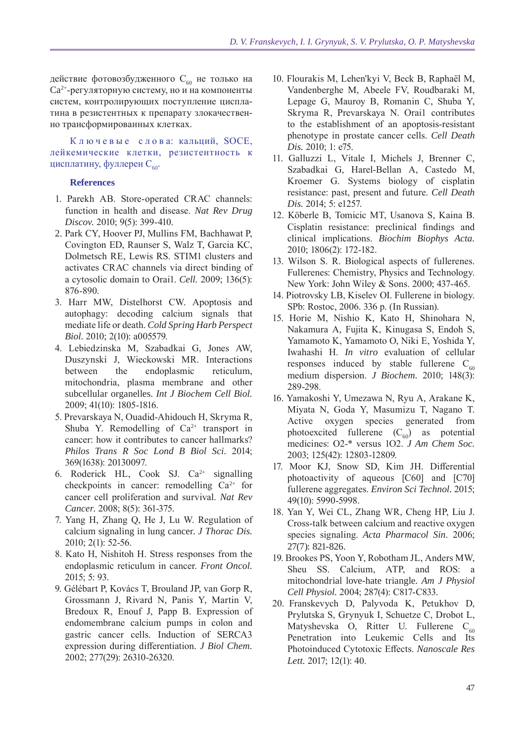действие фотовозбудженного $C_{60}$ не только на $Ca^{2+}$-регуляторную систему, но и на компоненты систем, контролирующих поступление цисплатина в резистентных к препарату злокачественно трансформированных клетках.

К л ю ч е в ы е   с л о в а: кальций, SOCE, лейкемические клетки, резистентность к цисплатину, фуллерен $C_{60}$.

## References

1. Parekh AB. Store-operated CRAC channels: function in health and disease. *Nat Rev Drug Discov.* 2010; 9(5): 399-410.
2. Park CY, Hoover PJ, Mullins FM, Bachhawat P, Covington ED, Raunser S, Walz T, Garcia KC, Dolmetsch RE, Lewis RS. STIM1 clusters and activates CRAC channels via direct binding of a cytosolic domain to Orai1. *Cell.* 2009; 136(5): 876-890.
3. Harr MW, Distelhorst CW. Apoptosis and autophagy: decoding calcium signals that mediate life or death. *Cold Spring Harb Perspect Biol.* 2010; 2(10): a005579.
4. Lebiedzinska M, Szabadkai G, Jones AW, Duszynski J, Wieckowski MR. Interactions between the endoplasmic reticulum, mitochondria, plasma membrane and other subcellular organelles. *Int J Biochem Cell Biol.* 2009; 41(10): 1805-1816.
5. Prevarskaya N, Ouadid-Ahidouch H, Skryma R, Shuba Y. Remodelling of $Ca^{2+}$ transport in cancer: how it contributes to cancer hallmarks? *Philos Trans R Soc Lond B Biol Sci.* 2014; 369(1638): 20130097.
6. Roderick HL, Cook SJ. $Ca^{2+}$ signalling checkpoints in cancer: remodelling $Ca^{2+}$ for cancer cell proliferation and survival. *Nat Rev Cancer.* 2008; 8(5): 361-375.
7. Yang H, Zhang Q, He J, Lu W. Regulation of calcium signaling in lung cancer. *J Thorac Dis.* 2010; 2(1): 52-56.
8. Kato H, Nishitoh H. Stress responses from the endoplasmic reticulum in cancer. *Front Oncol.* 2015; 5: 93.
9. Gélébart P, Kovács T, Brouland JP, van Gorp R, Grossmann J, Rivard N, Panis Y, Martin V, Bredoux R, Enouf J, Papp B. Expression of endomembrane calcium pumps in colon and gastric cancer cells. Induction of SERCA3 expression during differentiation. *J Biol Chem.* 2002; 277(29): 26310-26320.
10. Flourakis M, Lehen'kyi V, Beck B, Raphaël M, Vandenberghe M, Abeele FV, Roudbaraki M, Lepage G, Mauroy B, Romanin C, Shuba Y, Skryma R, Prevarskaya N. Orai1 contributes to the establishment of an apoptosis-resistant phenotype in prostate cancer cells. *Cell Death Dis.* 2010; 1: e75.
11. Galluzzi L, Vitale I, Michels J, Brenner C, Szabadkai G, Harel-Bellan A, Castedo M, Kroemer G. Systems biology of cisplatin resistance: past, present and future. *Cell Death Dis.* 2014; 5: e1257.
12. Köberle B, Tomicic MT, Usanova S, Kaina B. Cisplatin resistance: preclinical findings and clinical implications. *Biochim Biophys Acta.* 2010; 1806(2): 172-182.
13. Wilson S. R. Biological aspects of fullerenes. Fullerenes: Chemistry, Physics and Technology. New York: John Wiley & Sons. 2000; 437-465.
14. Piotrovsky LB, Kiselev OI. Fullerene in biology. SPb: Rostoc, 2006. 336 p. (In Russian).
15. Horie M, Nishio K, Kato H, Shinohara N, Nakamura A, Fujita K, Kinugasa S, Endoh S, Yamamoto K, Yamamoto O, Niki E, Yoshida Y, Iwahashi H. *In vitro* evaluation of cellular responses induced by stable fullerene $C_{60}$ medium dispersion. *J Biochem.* 2010; 148(3): 289-298.
16. Yamakoshi Y, Umezawa N, Ryu A, Arakane K, Miyata N, Goda Y, Masumizu T, Nagano T. Active oxygen species generated from photoexcited fullerene ($C_{60}$) as potential medicines: O2-* versus 1O2. *J Am Chem Soc.* 2003; 125(42): 12803-12809.
17. Moor KJ, Snow SD, Kim JH. Differential photoactivity of aqueous [C60] and [C70] fullerene aggregates. *Environ Sci Technol.* 2015; 49(10): 5990-5998.
18. Yan Y, Wei CL, Zhang WR, Cheng HP, Liu J. Cross-talk between calcium and reactive oxygen species signaling. *Acta Pharmacol Sin.* 2006; 27(7): 821-826.
19. Brookes PS, Yoon Y, Robotham JL, Anders MW, Sheu SS. Calcium, ATP, and ROS: a mitochondrial love-hate triangle. *Am J Physiol Cell Physiol.* 2004; 287(4): C817-C833.
20. Franskevych D, Palyvoda K, Petukhov D, Prylutska S, Grynyuk I, Schuetze C, Drobot L, Matyshevska O, Ritter U. Fullerene $C_{60}$ Penetration into Leukemic Cells and Its Photoinduced Cytotoxic Effects. *Nanoscale Res Lett.* 2017; 12(1): 40.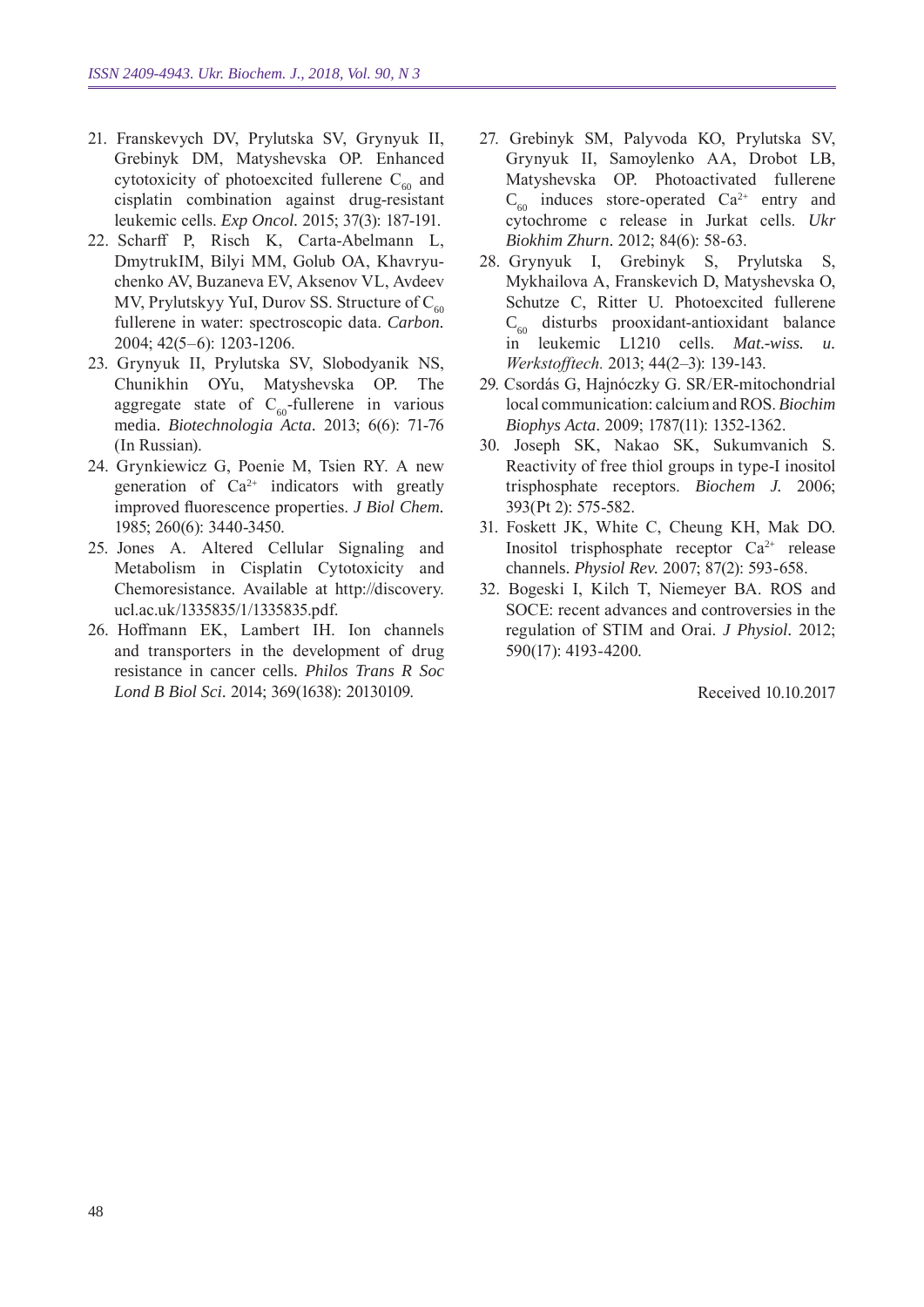21. Franskevych DV, Prylutska SV, Grynyuk II, Grebinyk DM, Matyshevska OP. Enhanced cytotoxicity of photoexcited fullerene $C_{60}$ and cisplatin combination against drug-resistant leukemic cells. *Exp Oncol.* 2015; 37(3): 187-191.
22. Scharff P, Risch K, Carta-Abelmann L, DmytrukIM, Bilyi MM, Golub OA, Khavryuchenko AV, Buzaneva EV, Aksenov VL, Avdeev MV, Prylutskyy YuI, Durov SS. Structure of $C_{60}$ fullerene in water: spectroscopic data. *Carbon.* 2004; 42(5–6): 1203-1206.
23. Grynyuk II, Prylutska SV, Slobodyanik NS, Chunikhin OYu, Matyshevska OP. The aggregate state of $C_{60}$-fullerene in various media. *Biotechnologia Acta*. 2013; 6(6): 71-76 (In Russian).
24. Grynkiewicz G, Poenie M, Tsien RY. A new generation of $Ca^{2+}$ indicators with greatly improved fluorescence properties. *J Biol Chem.* 1985; 260(6): 3440-3450.
25. Jones A. Altered Cellular Signaling and Metabolism in Cisplatin Cytotoxicity and Chemoresistance. Available at http://discovery.ucl.ac.uk/1335835/1/1335835.pdf.
26. Hoffmann EK, Lambert IH. Ion channels and transporters in the development of drug resistance in cancer cells. *Philos Trans R Soc Lond B Biol Sci.* 2014; 369(1638): 20130109.
27. Grebinyk SM, Palyvoda KO, Prylutska SV, Grynyuk II, Samoylenko AA, Drobot LB, Matyshevska OP. Photoactivated fullerene $C_{60}$ induces store-operated $Ca^{2+}$ entry and cytochrome c release in Jurkat cells. *Ukr Biokhim Zhurn.* 2012; 84(6): 58-63.
28. Grynyuk I, Grebinyk S, Prylutska S, Mykhailova A, Franskevich D, Matyshevska O, Schutze C, Ritter U. Photoexcited fullerene $C_{60}$ disturbs prooxidant-antioxidant balance in leukemic L1210 cells. *Mat.-wiss. u. Werkstofftech.* 2013; 44(2–3): 139-143.
29. Csordás G, Hajnóczky G. SR/ER-mitochondrial local communication: calcium and ROS. *Biochim Biophys Acta*. 2009; 1787(11): 1352-1362.
30. Joseph SK, Nakao SK, Sukumvanich S. Reactivity of free thiol groups in type-I inositol trisphosphate receptors. *Biochem J.* 2006; 393(Pt 2): 575-582.
31. Foskett JK, White C, Cheung KH, Mak DO. Inositol trisphosphate receptor $Ca^{2+}$ release channels. *Physiol Rev.* 2007; 87(2): 593-658.
32. Bogeski I, Kilch T, Niemeyer BA. ROS and SOCE: recent advances and controversies in the regulation of STIM and Orai. *J Physiol*. 2012; 590(17): 4193-4200.

Received 10.10.2017